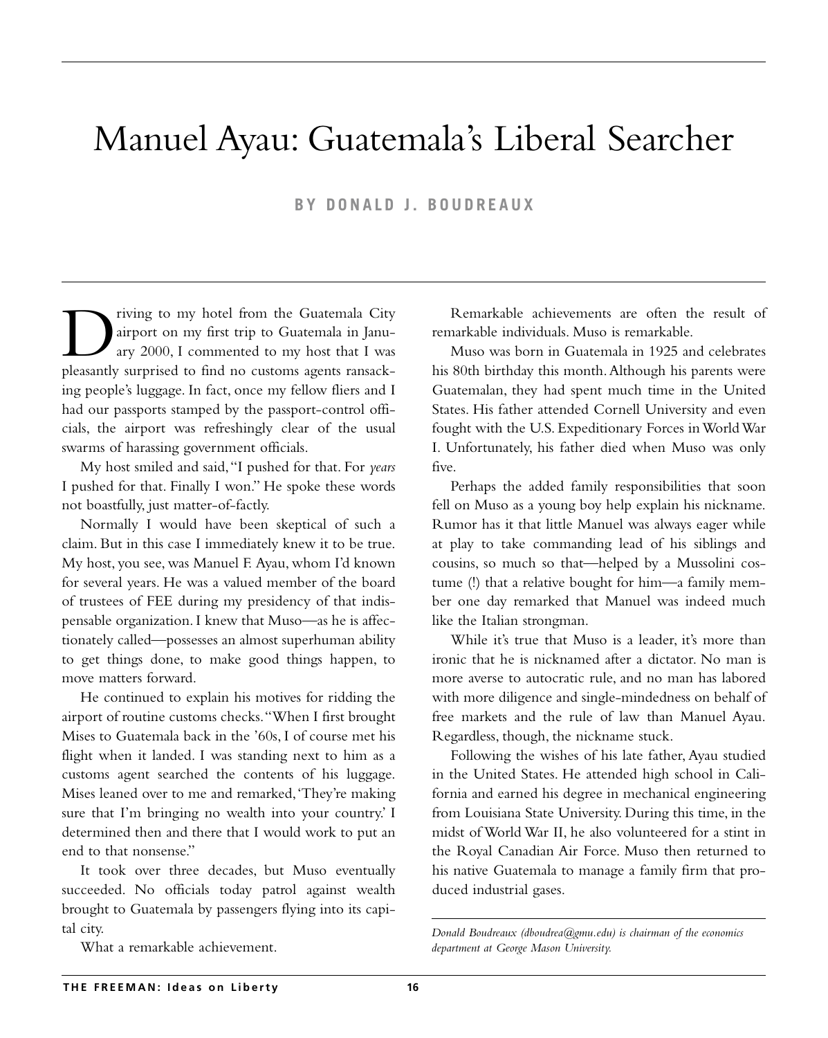# Manuel Ayau: Guatemala's Liberal Searcher

**BY DONALD J. BOUDREAUX**

Driving to my hotel from the Guatemala City airport on my first trip to Guatemala in January 2000, I commented to my host that I was pleasantly surprised to find no customs agents ransacking people's luggage. In fact, once my fellow fliers and I had our passports stamped by the passport-control officials, the airport was refreshingly clear of the usual swarms of harassing government officials.

My host smiled and said, "I pushed for that. For *years* I pushed for that. Finally I won." He spoke these words not boastfully, just matter-of-factly.

Normally I would have been skeptical of such a claim. But in this case I immediately knew it to be true. My host, you see, was Manuel F. Ayau, whom I'd known for several years. He was a valued member of the board of trustees of FEE during my presidency of that indispensable organization. I knew that Muso—as he is affectionately called—possesses an almost superhuman ability to get things done, to make good things happen, to move matters forward.

He continued to explain his motives for ridding the airport of routine customs checks. "When I first brought Mises to Guatemala back in the '60s, I of course met his flight when it landed. I was standing next to him as a customs agent searched the contents of his luggage. Mises leaned over to me and remarked, 'They're making sure that I'm bringing no wealth into your country.' I determined then and there that I would work to put an end to that nonsense."

It took over three decades, but Muso eventually succeeded. No officials today patrol against wealth brought to Guatemala by passengers flying into its capital city.

What a remarkable achievement.

Remarkable achievements are often the result of remarkable individuals. Muso is remarkable.

Muso was born in Guatemala in 1925 and celebrates his 80th birthday this month. Although his parents were Guatemalan, they had spent much time in the United States. His father attended Cornell University and even fought with the U.S. Expeditionary Forces in World War I. Unfortunately, his father died when Muso was only five.

Perhaps the added family responsibilities that soon fell on Muso as a young boy help explain his nickname. Rumor has it that little Manuel was always eager while at play to take commanding lead of his siblings and cousins, so much so that—helped by a Mussolini costume (!) that a relative bought for him—a family member one day remarked that Manuel was indeed much like the Italian strongman.

While it's true that Muso is a leader, it's more than ironic that he is nicknamed after a dictator. No man is more averse to autocratic rule, and no man has labored with more diligence and single-mindedness on behalf of free markets and the rule of law than Manuel Ayau. Regardless, though, the nickname stuck.

Following the wishes of his late father, Ayau studied in the United States. He attended high school in California and earned his degree in mechanical engineering from Louisiana State University. During this time, in the midst of World War II, he also volunteered for a stint in the Royal Canadian Air Force. Muso then returned to his native Guatemala to manage a family firm that produced industrial gases.

*Donald Boudreaux (dboudrea@gmu.edu) is chairman of the economics department at George Mason University.*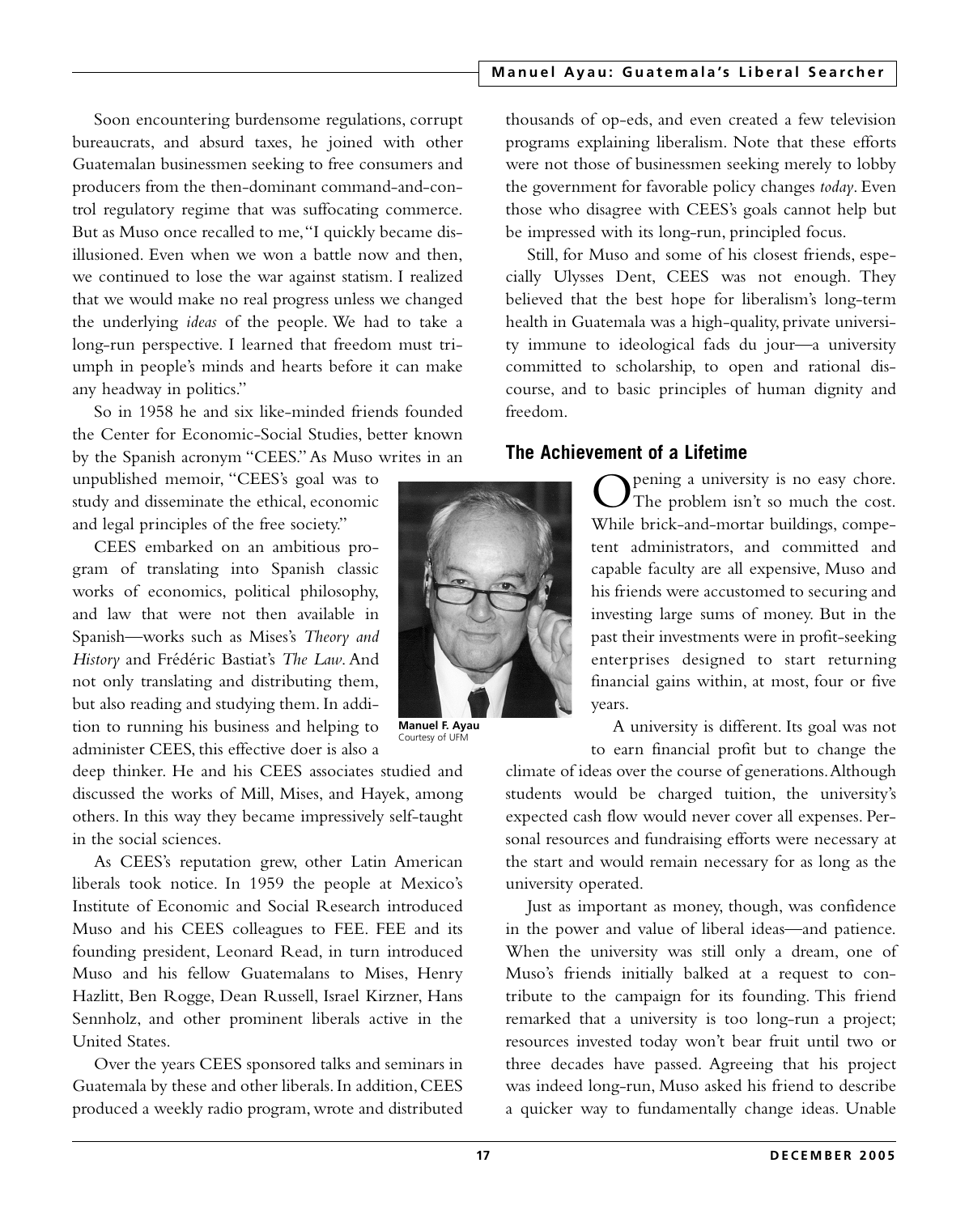Soon encountering burdensome regulations, corrupt bureaucrats, and absurd taxes, he joined with other Guatemalan businessmen seeking to free consumers and producers from the then-dominant command-and-control regulatory regime that was suffocating commerce. But as Muso once recalled to me, "I quickly became disillusioned. Even when we won a battle now and then, we continued to lose the war against statism. I realized that we would make no real progress unless we changed the underlying *ideas* of the people. We had to take a long-run perspective. I learned that freedom must triumph in people's minds and hearts before it can make any headway in politics."

So in 1958 he and six like-minded friends founded the Center for Economic-Social Studies, better known by the Spanish acronym "CEES." As Muso writes in an unpublished memoir, "CEES's goal was to study and disseminate the ethical, economic and legal principles of the free society."

CEES embarked on an ambitious program of translating into Spanish classic works of economics, political philosophy, and law that were not then available in Spanish—works such as Mises's *Theory and History* and Frédéric Bastiat's *The Law*. And not only translating and distributing them, but also reading and studying them. In addition to running his business and helping to administer CEES, this effective doer is also a deep thinker. He and his CEES associates studied and discussed the works of Mill, Mises, and Hayek, among others. In this way they became impressively self-taught in the social sciences.

**Manuel F. Ayau**
Courtesy of UFM

As CEES's reputation grew, other Latin American liberals took notice. In 1959 the people at Mexico's Institute of Economic and Social Research introduced Muso and his CEES colleagues to FEE. FEE and its founding president, Leonard Read, in turn introduced Muso and his fellow Guatemalans to Mises, Henry Hazlitt, Ben Rogge, Dean Russell, Israel Kirzner, Hans Sennholz, and other prominent liberals active in the United States.

Over the years CEES sponsored talks and seminars in Guatemala by these and other liberals. In addition, CEES produced a weekly radio program, wrote and distributed thousands of op-eds, and even created a few television programs explaining liberalism. Note that these efforts were not those of businessmen seeking merely to lobby the government for favorable policy changes *today*. Even those who disagree with CEES's goals cannot help but be impressed with its long-run, principled focus.

Still, for Muso and some of his closest friends, especially Ulysses Dent, CEES was not enough. They believed that the best hope for liberalism's long-term health in Guatemala was a high-quality, private university immune to ideological fads du jour—a university committed to scholarship, to open and rational discourse, and to basic principles of human dignity and freedom.

## The Achievement of a Lifetime

Opening a university is no easy chore. The problem isn't so much the cost. While brick-and-mortar buildings, competent administrators, and committed and capable faculty are all expensive, Muso and his friends were accustomed to securing and investing large sums of money. But in the past their investments were in profit-seeking enterprises designed to start returning financial gains within, at most, four or five years.

A university is different. Its goal was not to earn financial profit but to change the climate of ideas over the course of generations. Although students would be charged tuition, the university's expected cash flow would never cover all expenses. Personal resources and fundraising efforts were necessary at the start and would remain necessary for as long as the university operated.

Just as important as money, though, was confidence in the power and value of liberal ideas—and patience. When the university was still only a dream, one of Muso's friends initially balked at a request to contribute to the campaign for its founding. This friend remarked that a university is too long-run a project; resources invested today won't bear fruit until two or three decades have passed. Agreeing that his project was indeed long-run, Muso asked his friend to describe a quicker way to fundamentally change ideas. Unable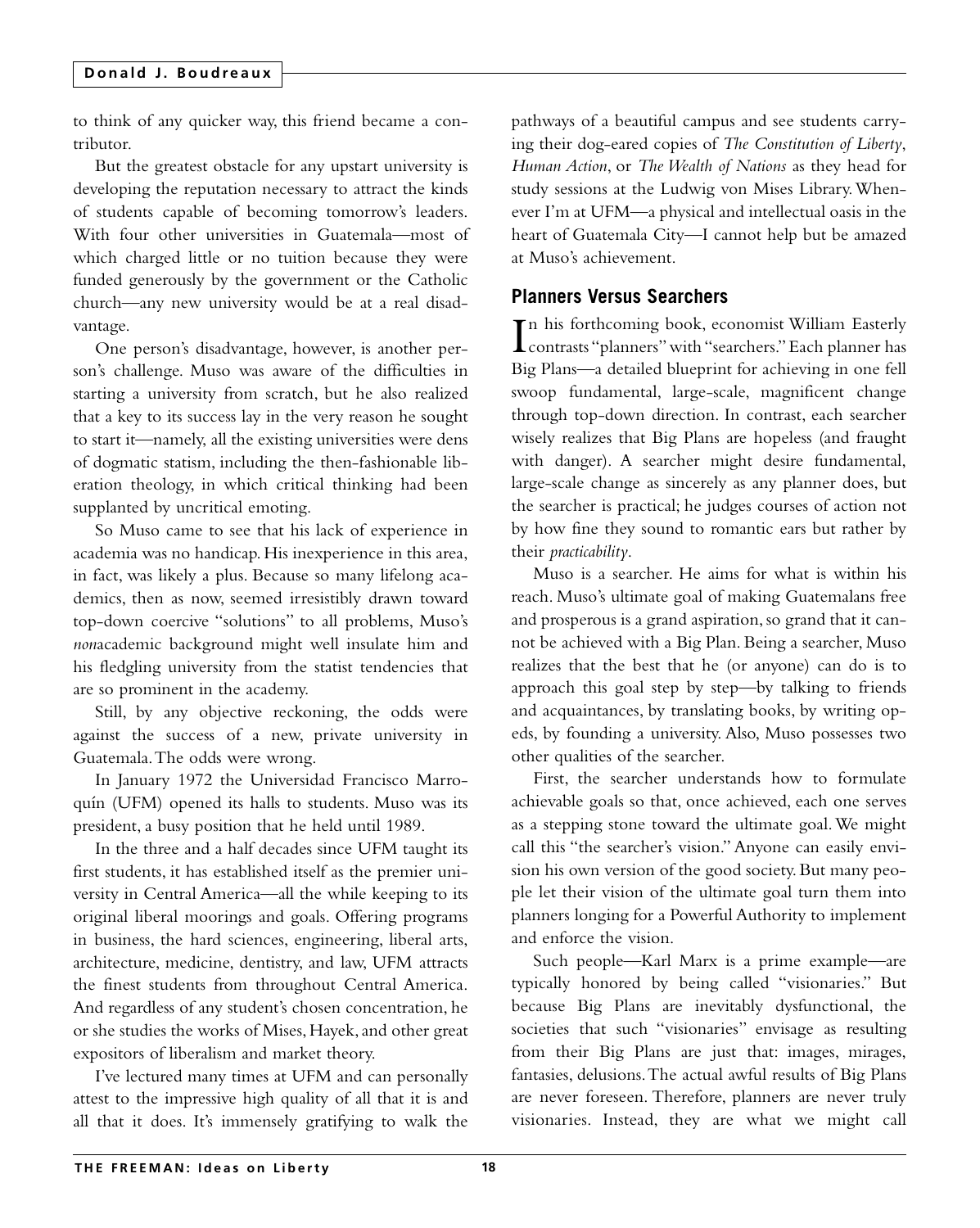to think of any quicker way, this friend became a contributor.

But the greatest obstacle for any upstart university is developing the reputation necessary to attract the kinds of students capable of becoming tomorrow's leaders. With four other universities in Guatemala—most of which charged little or no tuition because they were funded generously by the government or the Catholic church—any new university would be at a real disadvantage.

One person's disadvantage, however, is another person's challenge. Muso was aware of the difficulties in starting a university from scratch, but he also realized that a key to its success lay in the very reason he sought to start it—namely, all the existing universities were dens of dogmatic statism, including the then-fashionable liberation theology, in which critical thinking had been supplanted by uncritical emoting.

So Muso came to see that his lack of experience in academia was no handicap. His inexperience in this area, in fact, was likely a plus. Because so many lifelong academics, then as now, seemed irresistibly drawn toward top-down coercive "solutions" to all problems, Muso's *non*academic background might well insulate him and his fledgling university from the statist tendencies that are so prominent in the academy.

Still, by any objective reckoning, the odds were against the success of a new, private university in Guatemala. The odds were wrong.

In January 1972 the Universidad Francisco Marroquín (UFM) opened its halls to students. Muso was its president, a busy position that he held until 1989.

In the three and a half decades since UFM taught its first students, it has established itself as the premier university in Central America—all the while keeping to its original liberal moorings and goals. Offering programs in business, the hard sciences, engineering, liberal arts, architecture, medicine, dentistry, and law, UFM attracts the finest students from throughout Central America. And regardless of any student's chosen concentration, he or she studies the works of Mises, Hayek, and other great expositors of liberalism and market theory.

I've lectured many times at UFM and can personally attest to the impressive high quality of all that it is and all that it does. It's immensely gratifying to walk the pathways of a beautiful campus and see students carrying their dog-eared copies of *The Constitution of Liberty*, *Human Action*, or *The Wealth of Nations* as they head for study sessions at the Ludwig von Mises Library. Whenever I'm at UFM—a physical and intellectual oasis in the heart of Guatemala City—I cannot help but be amazed at Muso's achievement.

## Planners Versus Searchers

In his forthcoming book, economist William Easterly contrasts "planners" with "searchers." Each planner has Big Plans—a detailed blueprint for achieving in one fell swoop fundamental, large-scale, magnificent change through top-down direction. In contrast, each searcher wisely realizes that Big Plans are hopeless (and fraught with danger). A searcher might desire fundamental, large-scale change as sincerely as any planner does, but the searcher is practical; he judges courses of action not by how fine they sound to romantic ears but rather by their *practicability*.

Muso is a searcher. He aims for what is within his reach. Muso's ultimate goal of making Guatemalans free and prosperous is a grand aspiration, so grand that it cannot be achieved with a Big Plan. Being a searcher, Muso realizes that the best that he (or anyone) can do is to approach this goal step by step—by talking to friends and acquaintances, by translating books, by writing op-eds, by founding a university. Also, Muso possesses two other qualities of the searcher.

First, the searcher understands how to formulate achievable goals so that, once achieved, each one serves as a stepping stone toward the ultimate goal. We might call this "the searcher's vision." Anyone can easily envision his own version of the good society. But many people let their vision of the ultimate goal turn them into planners longing for a Powerful Authority to implement and enforce the vision.

Such people—Karl Marx is a prime example—are typically honored by being called "visionaries." But because Big Plans are inevitably dysfunctional, the societies that such "visionaries" envisage as resulting from their Big Plans are just that: images, mirages, fantasies, delusions. The actual awful results of Big Plans are never foreseen. Therefore, planners are never truly visionaries. Instead, they are what we might call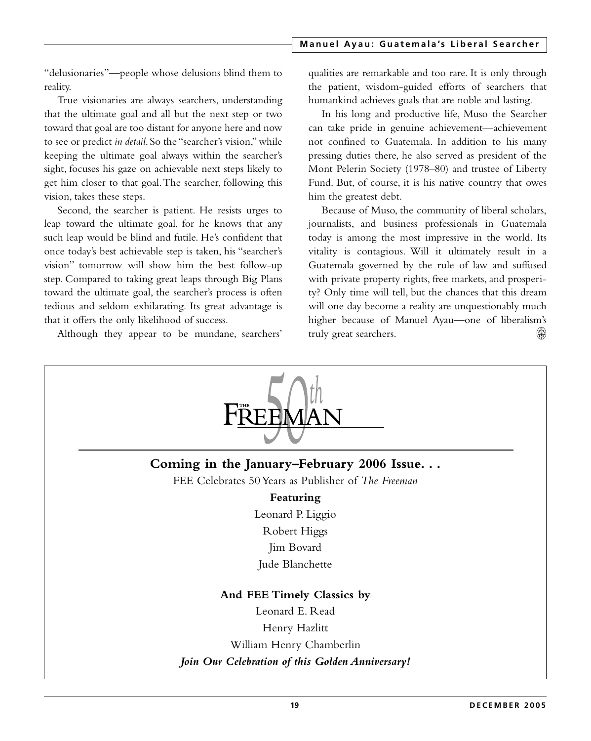"delusionaries"—people whose delusions blind them to reality.

True visionaries are always searchers, understanding that the ultimate goal and all but the next step or two toward that goal are too distant for anyone here and now to see or predict *in detail*. So the "searcher's vision," while keeping the ultimate goal always within the searcher's sight, focuses his gaze on achievable next steps likely to get him closer to that goal. The searcher, following this vision, takes these steps.

Second, the searcher is patient. He resists urges to leap toward the ultimate goal, for he knows that any such leap would be blind and futile. He's confident that once today's best achievable step is taken, his "searcher's vision" tomorrow will show him the best follow-up step. Compared to taking great leaps through Big Plans toward the ultimate goal, the searcher's process is often tedious and seldom exhilarating. Its great advantage is that it offers the only likelihood of success.

Although they appear to be mundane, searchers' qualities are remarkable and too rare. It is only through the patient, wisdom-guided efforts of searchers that humankind achieves goals that are noble and lasting.

In his long and productive life, Muso the Searcher can take pride in genuine achievement—achievement not confined to Guatemala. In addition to his many pressing duties there, he also served as president of the Mont Pelerin Society (1978–80) and trustee of Liberty Fund. But, of course, it is his native country that owes him the greatest debt.

Because of Muso, the community of liberal scholars, journalists, and business professionals in Guatemala today is among the most impressive in the world. Its vitality is contagious. Will it ultimately result in a Guatemala governed by the rule of law and suffused with private property rights, free markets, and prosperity? Only time will tell, but the chances that this dream will one day become a reality are unquestionably much higher because of Manuel Ayau—one of liberalism's truly great searchers.

---

THE FREEMAN 50th

## Coming in the January–February 2006 Issue. . .

FEE Celebrates 50 Years as Publisher of *The Freeman*

**Featuring**

Leonard P. Liggio

Robert Higgs

Jim Bovard

Jude Blanchette

**And FEE Timely Classics by**

Leonard E. Read

Henry Hazlitt

William Henry Chamberlin

***Join Our Celebration of this Golden Anniversary!***